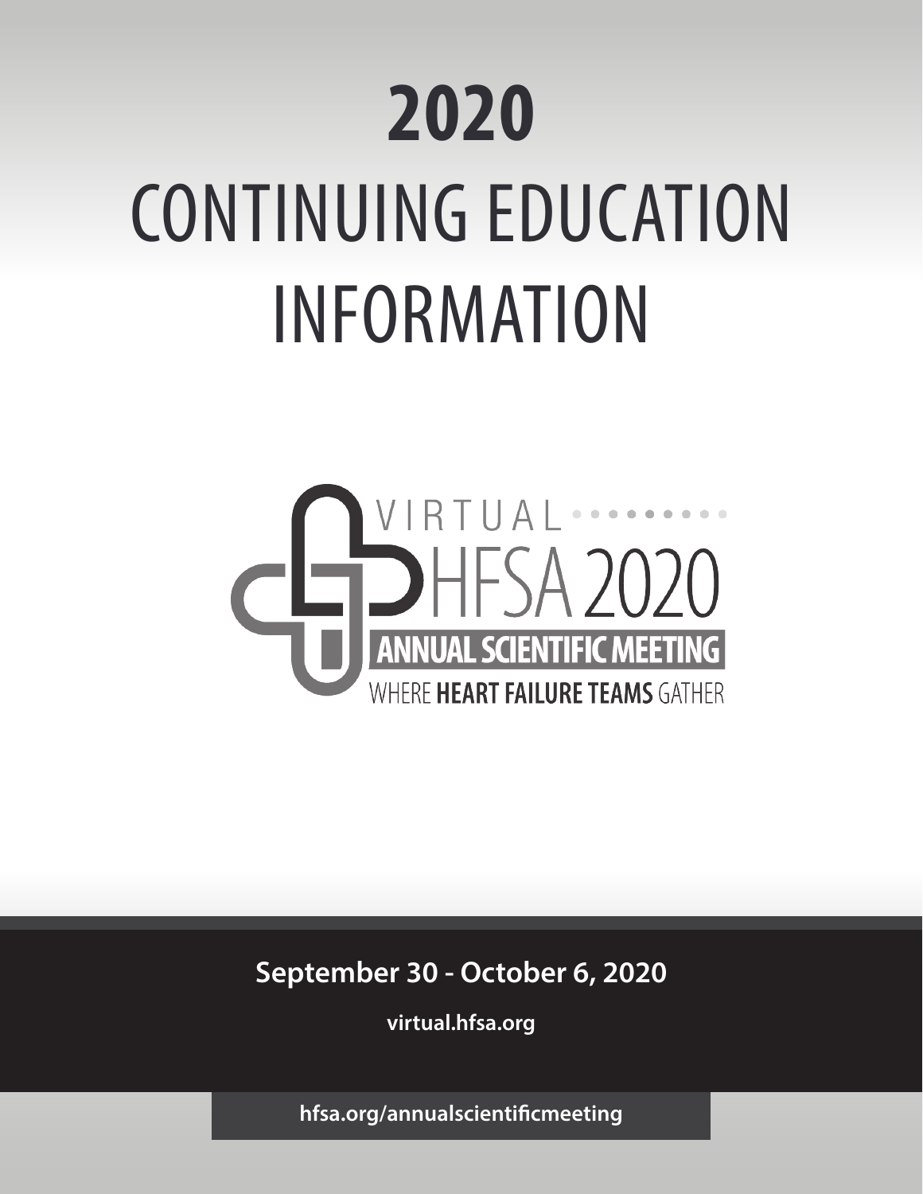# 2020 CONTINUING EDUCATION INFORMATION

VIRTUAL

HFSA 2020

ANNUAL SCIENTIFIC MEETING

WHERE **HEART FAILURE TEAMS** GATHER

**September 30 - October 6, 2020**

**virtual.hfsa.org**

**hfsa.org/annualscientificmeeting**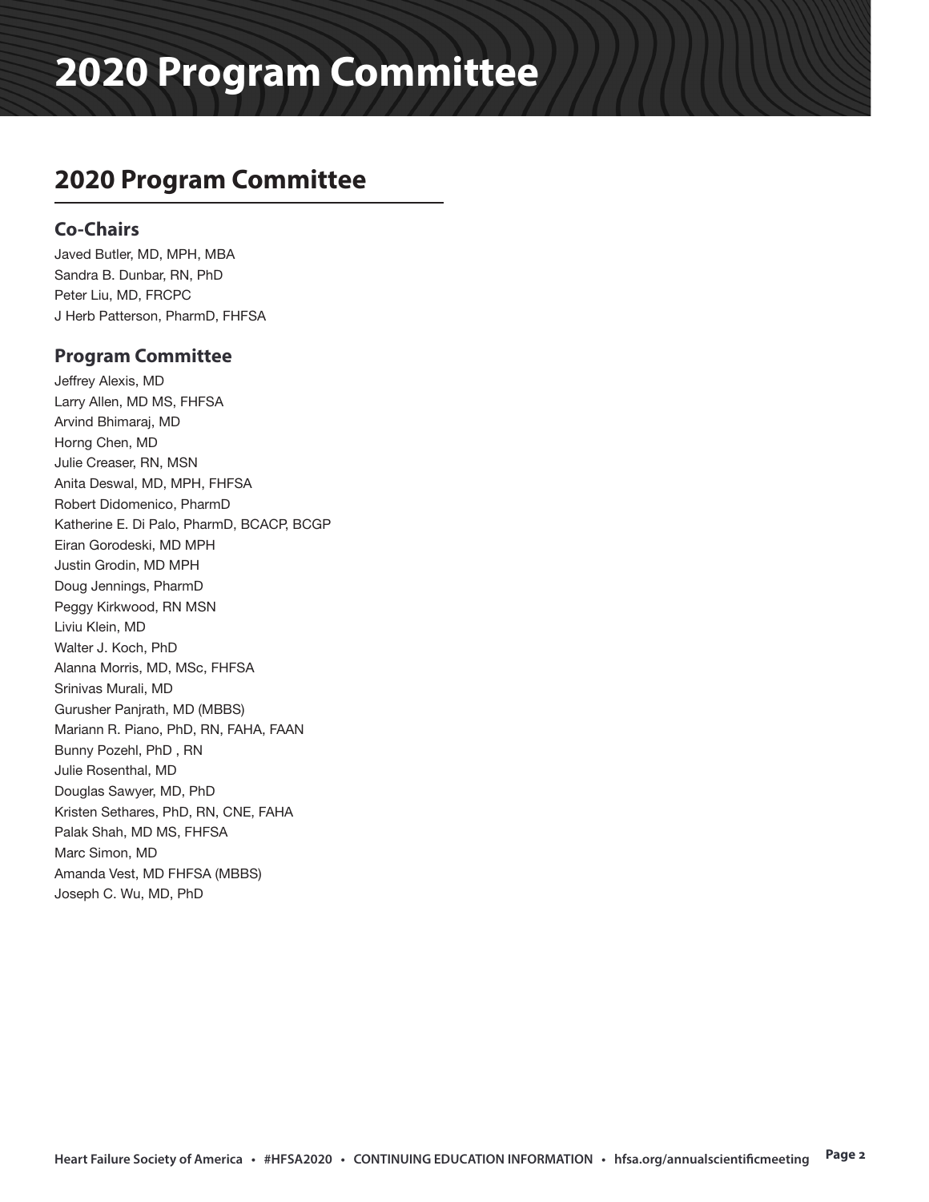# 2020 Program Committee

## 2020 Program Committee

### Co-Chairs

Javed Butler, MD, MPH, MBA
Sandra B. Dunbar, RN, PhD
Peter Liu, MD, FRCPC
J Herb Patterson, PharmD, FHFSA

### Program Committee

Jeffrey Alexis, MD
Larry Allen, MD MS, FHFSA
Arvind Bhimaraj, MD
Horng Chen, MD
Julie Creaser, RN, MSN
Anita Deswal, MD, MPH, FHFSA
Robert Didomenico, PharmD
Katherine E. Di Palo, PharmD, BCACP, BCGP
Eiran Gorodeski, MD MPH
Justin Grodin, MD MPH
Doug Jennings, PharmD
Peggy Kirkwood, RN MSN
Liviu Klein, MD
Walter J. Koch, PhD
Alanna Morris, MD, MSc, FHFSA
Srinivas Murali, MD
Gurusher Panjrath, MD (MBBS)
Mariann R. Piano, PhD, RN, FAHA, FAAN
Bunny Pozehl, PhD , RN
Julie Rosenthal, MD
Douglas Sawyer, MD, PhD
Kristen Sethares, PhD, RN, CNE, FAHA
Palak Shah, MD MS, FHFSA
Marc Simon, MD
Amanda Vest, MD FHFSA (MBBS)
Joseph C. Wu, MD, PhD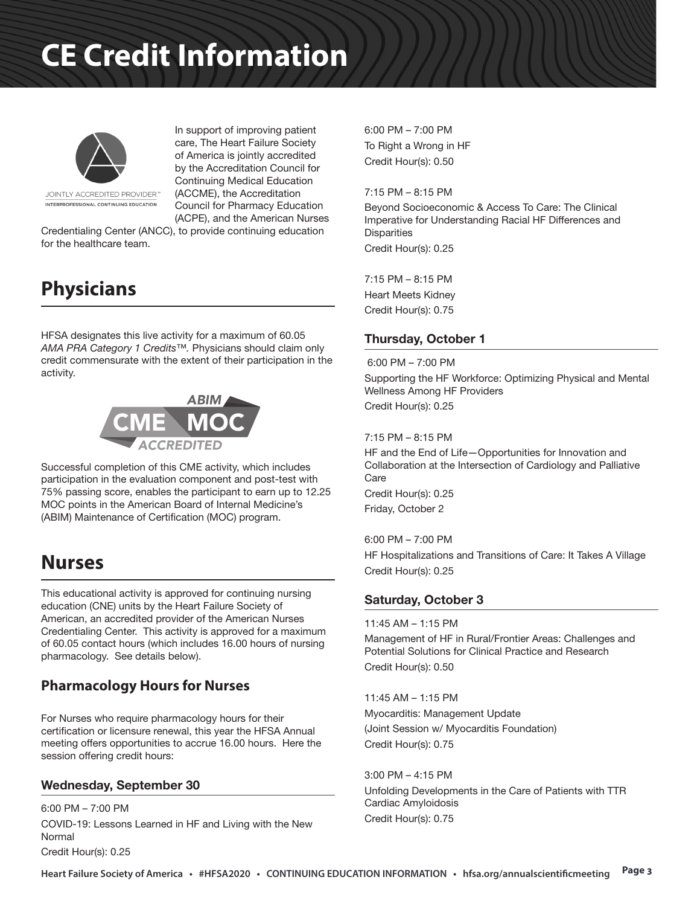# CE Credit Information

In support of improving patient care, The Heart Failure Society of America is jointly accredited by the Accreditation Council for Continuing Medical Education (ACCME), the Accreditation Council for Pharmacy Education (ACPE), and the American Nurses Credentialing Center (ANCC), to provide continuing education for the healthcare team.

## Physicians

HFSA designates this live activity for a maximum of 60.05 *AMA PRA Category 1 Credits™.* Physicians should claim only credit commensurate with the extent of their participation in the activity.

Successful completion of this CME activity, which includes participation in the evaluation component and post-test with 75% passing score, enables the participant to earn up to 12.25 MOC points in the American Board of Internal Medicine's (ABIM) Maintenance of Certification (MOC) program.

## Nurses

This educational activity is approved for continuing nursing education (CNE) units by the Heart Failure Society of American, an accredited provider of the American Nurses Credentialing Center. This activity is approved for a maximum of 60.05 contact hours (which includes 16.00 hours of nursing pharmacology. See details below).

### Pharmacology Hours for Nurses

For Nurses who require pharmacology hours for their certification or licensure renewal, this year the HFSA Annual meeting offers opportunities to accrue 16.00 hours. Here the session offering credit hours:

#### Wednesday, September 30

6:00 PM – 7:00 PM
COVID-19: Lessons Learned in HF and Living with the New Normal
Credit Hour(s): 0.25

6:00 PM – 7:00 PM
To Right a Wrong in HF
Credit Hour(s): 0.50

7:15 PM – 8:15 PM
Beyond Socioeconomic & Access To Care: The Clinical Imperative for Understanding Racial HF Differences and Disparities
Credit Hour(s): 0.25

7:15 PM – 8:15 PM
Heart Meets Kidney
Credit Hour(s): 0.75

#### Thursday, October 1

6:00 PM – 7:00 PM
Supporting the HF Workforce: Optimizing Physical and Mental Wellness Among HF Providers
Credit Hour(s): 0.25

7:15 PM – 8:15 PM
HF and the End of Life—Opportunities for Innovation and Collaboration at the Intersection of Cardiology and Palliative Care
Credit Hour(s): 0.25

Friday, October 2

6:00 PM – 7:00 PM
HF Hospitalizations and Transitions of Care: It Takes A Village
Credit Hour(s): 0.25

#### Saturday, October 3

11:45 AM – 1:15 PM
Management of HF in Rural/Frontier Areas: Challenges and Potential Solutions for Clinical Practice and Research
Credit Hour(s): 0.50

11:45 AM – 1:15 PM
Myocarditis: Management Update
(Joint Session w/ Myocarditis Foundation)
Credit Hour(s): 0.75

3:00 PM – 4:15 PM
Unfolding Developments in the Care of Patients with TTR Cardiac Amyloidosis
Credit Hour(s): 0.75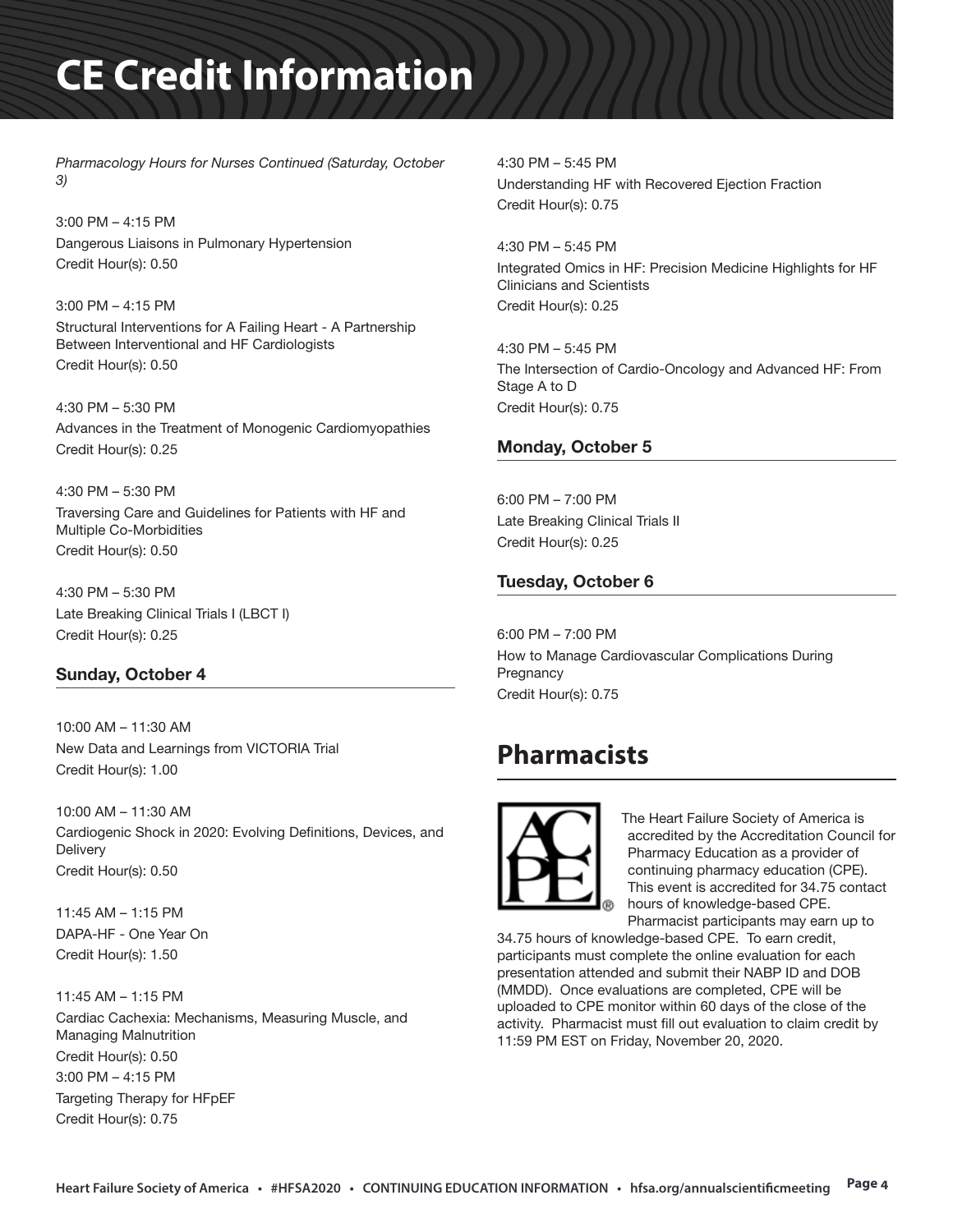# CE Credit Information

*Pharmacology Hours for Nurses Continued (Saturday, October 3)*

3:00 PM – 4:15 PM
Dangerous Liaisons in Pulmonary Hypertension
Credit Hour(s): 0.50

3:00 PM – 4:15 PM
Structural Interventions for A Failing Heart - A Partnership Between Interventional and HF Cardiologists
Credit Hour(s): 0.50

4:30 PM – 5:30 PM
Advances in the Treatment of Monogenic Cardiomyopathies
Credit Hour(s): 0.25

4:30 PM – 5:30 PM
Traversing Care and Guidelines for Patients with HF and Multiple Co-Morbidities
Credit Hour(s): 0.50

4:30 PM – 5:30 PM
Late Breaking Clinical Trials I (LBCT I)
Credit Hour(s): 0.25

### Sunday, October 4

10:00 AM – 11:30 AM
New Data and Learnings from VICTORIA Trial
Credit Hour(s): 1.00

10:00 AM – 11:30 AM
Cardiogenic Shock in 2020: Evolving Definitions, Devices, and Delivery
Credit Hour(s): 0.50

11:45 AM – 1:15 PM
DAPA-HF - One Year On
Credit Hour(s): 1.50

11:45 AM – 1:15 PM
Cardiac Cachexia: Mechanisms, Measuring Muscle, and Managing Malnutrition
Credit Hour(s): 0.50

3:00 PM – 4:15 PM
Targeting Therapy for HFpEF
Credit Hour(s): 0.75

4:30 PM – 5:45 PM
Understanding HF with Recovered Ejection Fraction
Credit Hour(s): 0.75

4:30 PM – 5:45 PM
Integrated Omics in HF: Precision Medicine Highlights for HF Clinicians and Scientists
Credit Hour(s): 0.25

4:30 PM – 5:45 PM
The Intersection of Cardio-Oncology and Advanced HF: From Stage A to D
Credit Hour(s): 0.75

### Monday, October 5

6:00 PM – 7:00 PM
Late Breaking Clinical Trials II
Credit Hour(s): 0.25

### Tuesday, October 6

6:00 PM – 7:00 PM
How to Manage Cardiovascular Complications During Pregnancy
Credit Hour(s): 0.75

## Pharmacists

The Heart Failure Society of America is accredited by the Accreditation Council for Pharmacy Education as a provider of continuing pharmacy education (CPE). This event is accredited for 34.75 contact hours of knowledge-based CPE. Pharmacist participants may earn up to 34.75 hours of knowledge-based CPE. To earn credit, participants must complete the online evaluation for each presentation attended and submit their NABP ID and DOB (MMDD). Once evaluations are completed, CPE will be uploaded to CPE monitor within 60 days of the close of the activity. Pharmacist must fill out evaluation to claim credit by 11:59 PM EST on Friday, November 20, 2020.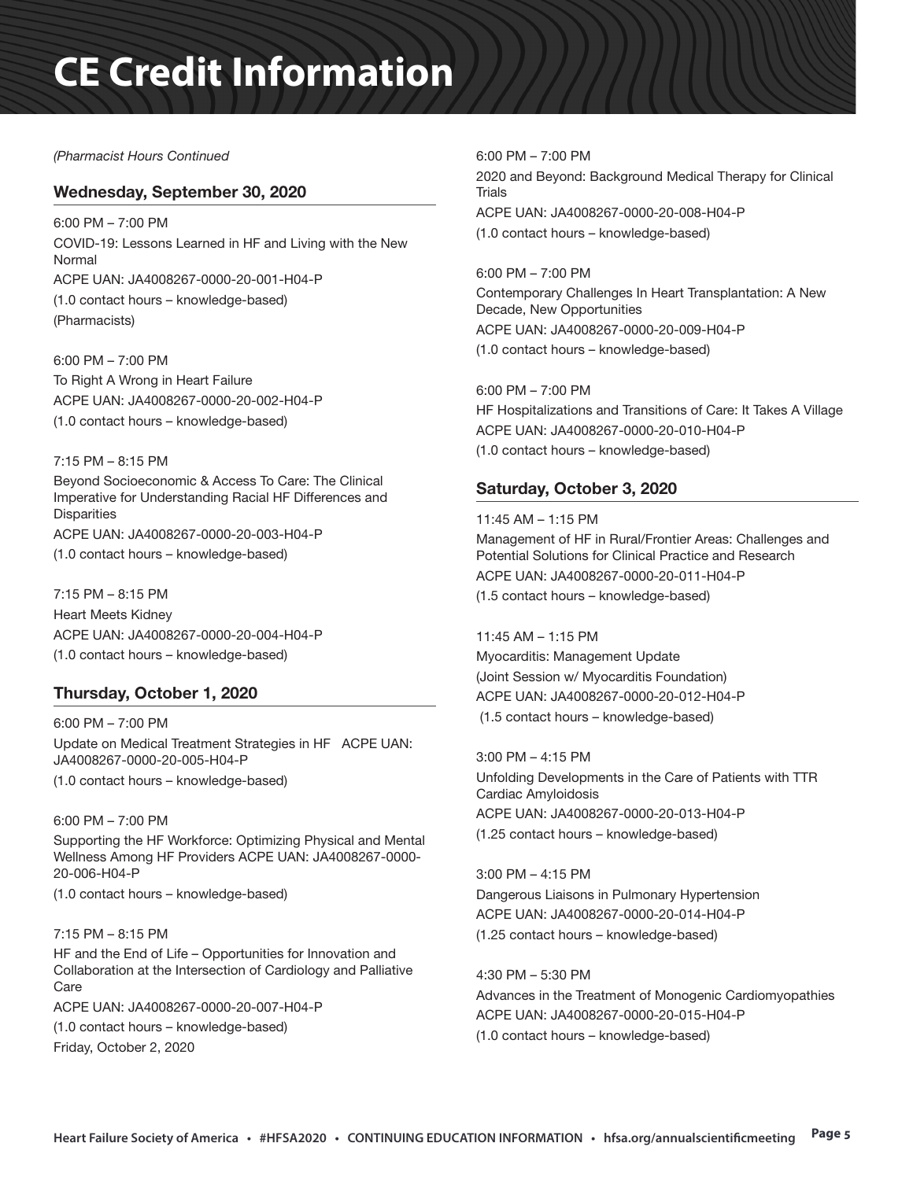# CE Credit Information

*(Pharmacist Hours Continued*

### Wednesday, September 30, 2020

6:00 PM – 7:00 PM
COVID-19: Lessons Learned in HF and Living with the New Normal
ACPE UAN: JA4008267-0000-20-001-H04-P
(1.0 contact hours – knowledge-based)
(Pharmacists)

6:00 PM – 7:00 PM
To Right A Wrong in Heart Failure
ACPE UAN: JA4008267-0000-20-002-H04-P
(1.0 contact hours – knowledge-based)

7:15 PM – 8:15 PM
Beyond Socioeconomic & Access To Care: The Clinical Imperative for Understanding Racial HF Differences and Disparities
ACPE UAN: JA4008267-0000-20-003-H04-P
(1.0 contact hours – knowledge-based)

7:15 PM – 8:15 PM
Heart Meets Kidney
ACPE UAN: JA4008267-0000-20-004-H04-P
(1.0 contact hours – knowledge-based)

### Thursday, October 1, 2020

6:00 PM – 7:00 PM
Update on Medical Treatment Strategies in HF ACPE UAN: JA4008267-0000-20-005-H04-P
(1.0 contact hours – knowledge-based)

6:00 PM – 7:00 PM
Supporting the HF Workforce: Optimizing Physical and Mental Wellness Among HF Providers ACPE UAN: JA4008267-0000-20-006-H04-P
(1.0 contact hours – knowledge-based)

7:15 PM – 8:15 PM
HF and the End of Life – Opportunities for Innovation and Collaboration at the Intersection of Cardiology and Palliative Care
ACPE UAN: JA4008267-0000-20-007-H04-P
(1.0 contact hours – knowledge-based)
Friday, October 2, 2020

6:00 PM – 7:00 PM
2020 and Beyond: Background Medical Therapy for Clinical Trials
ACPE UAN: JA4008267-0000-20-008-H04-P
(1.0 contact hours – knowledge-based)

6:00 PM – 7:00 PM
Contemporary Challenges In Heart Transplantation: A New Decade, New Opportunities
ACPE UAN: JA4008267-0000-20-009-H04-P
(1.0 contact hours – knowledge-based)

6:00 PM – 7:00 PM
HF Hospitalizations and Transitions of Care: It Takes A Village
ACPE UAN: JA4008267-0000-20-010-H04-P
(1.0 contact hours – knowledge-based)

### Saturday, October 3, 2020

11:45 AM – 1:15 PM
Management of HF in Rural/Frontier Areas: Challenges and Potential Solutions for Clinical Practice and Research
ACPE UAN: JA4008267-0000-20-011-H04-P
(1.5 contact hours – knowledge-based)

11:45 AM – 1:15 PM
Myocarditis: Management Update
(Joint Session w/ Myocarditis Foundation)
ACPE UAN: JA4008267-0000-20-012-H04-P
(1.5 contact hours – knowledge-based)

3:00 PM – 4:15 PM
Unfolding Developments in the Care of Patients with TTR Cardiac Amyloidosis
ACPE UAN: JA4008267-0000-20-013-H04-P
(1.25 contact hours – knowledge-based)

3:00 PM – 4:15 PM
Dangerous Liaisons in Pulmonary Hypertension
ACPE UAN: JA4008267-0000-20-014-H04-P
(1.25 contact hours – knowledge-based)

4:30 PM – 5:30 PM
Advances in the Treatment of Monogenic Cardiomyopathies
ACPE UAN: JA4008267-0000-20-015-H04-P
(1.0 contact hours – knowledge-based)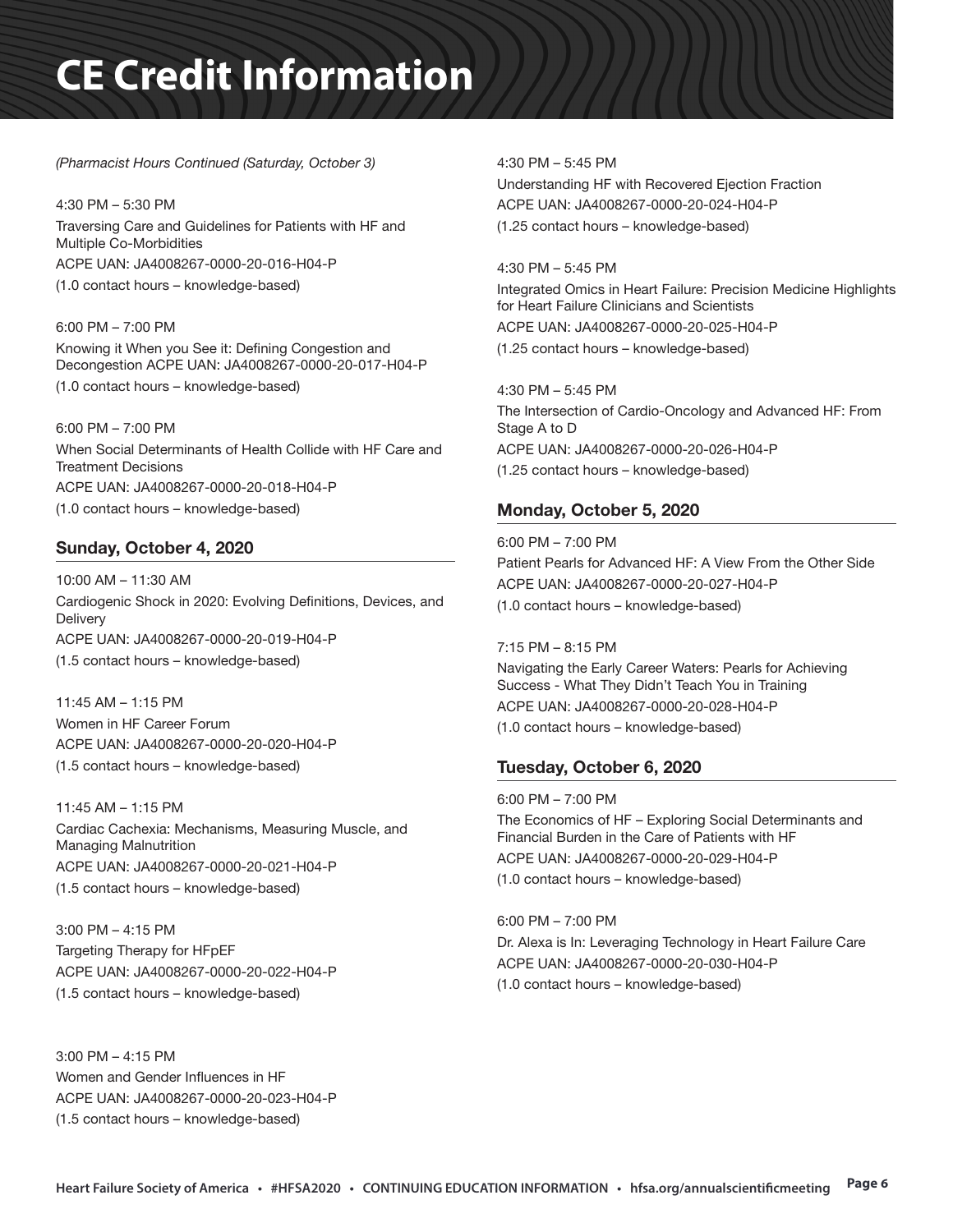# CE Credit Information

*(Pharmacist Hours Continued (Saturday, October 3)*

4:30 PM – 5:30 PM
Traversing Care and Guidelines for Patients with HF and Multiple Co-Morbidities
ACPE UAN: JA4008267-0000-20-016-H04-P
(1.0 contact hours – knowledge-based)

6:00 PM – 7:00 PM
Knowing it When you See it: Defining Congestion and Decongestion ACPE UAN: JA4008267-0000-20-017-H04-P
(1.0 contact hours – knowledge-based)

6:00 PM – 7:00 PM
When Social Determinants of Health Collide with HF Care and Treatment Decisions
ACPE UAN: JA4008267-0000-20-018-H04-P
(1.0 contact hours – knowledge-based)

### Sunday, October 4, 2020

10:00 AM – 11:30 AM
Cardiogenic Shock in 2020: Evolving Definitions, Devices, and Delivery
ACPE UAN: JA4008267-0000-20-019-H04-P
(1.5 contact hours – knowledge-based)

11:45 AM – 1:15 PM
Women in HF Career Forum
ACPE UAN: JA4008267-0000-20-020-H04-P
(1.5 contact hours – knowledge-based)

11:45 AM – 1:15 PM
Cardiac Cachexia: Mechanisms, Measuring Muscle, and Managing Malnutrition
ACPE UAN: JA4008267-0000-20-021-H04-P
(1.5 contact hours – knowledge-based)

3:00 PM – 4:15 PM
Targeting Therapy for HFpEF
ACPE UAN: JA4008267-0000-20-022-H04-P
(1.5 contact hours – knowledge-based)

3:00 PM – 4:15 PM
Women and Gender Influences in HF
ACPE UAN: JA4008267-0000-20-023-H04-P
(1.5 contact hours – knowledge-based)

4:30 PM – 5:45 PM
Understanding HF with Recovered Ejection Fraction
ACPE UAN: JA4008267-0000-20-024-H04-P
(1.25 contact hours – knowledge-based)

4:30 PM – 5:45 PM
Integrated Omics in Heart Failure: Precision Medicine Highlights for Heart Failure Clinicians and Scientists
ACPE UAN: JA4008267-0000-20-025-H04-P
(1.25 contact hours – knowledge-based)

4:30 PM – 5:45 PM
The Intersection of Cardio-Oncology and Advanced HF: From Stage A to D
ACPE UAN: JA4008267-0000-20-026-H04-P
(1.25 contact hours – knowledge-based)

### Monday, October 5, 2020

6:00 PM – 7:00 PM
Patient Pearls for Advanced HF: A View From the Other Side
ACPE UAN: JA4008267-0000-20-027-H04-P
(1.0 contact hours – knowledge-based)

7:15 PM – 8:15 PM
Navigating the Early Career Waters: Pearls for Achieving Success - What They Didn't Teach You in Training
ACPE UAN: JA4008267-0000-20-028-H04-P
(1.0 contact hours – knowledge-based)

### Tuesday, October 6, 2020

6:00 PM – 7:00 PM
The Economics of HF – Exploring Social Determinants and Financial Burden in the Care of Patients with HF
ACPE UAN: JA4008267-0000-20-029-H04-P
(1.0 contact hours – knowledge-based)

6:00 PM – 7:00 PM
Dr. Alexa is In: Leveraging Technology in Heart Failure Care
ACPE UAN: JA4008267-0000-20-030-H04-P
(1.0 contact hours – knowledge-based)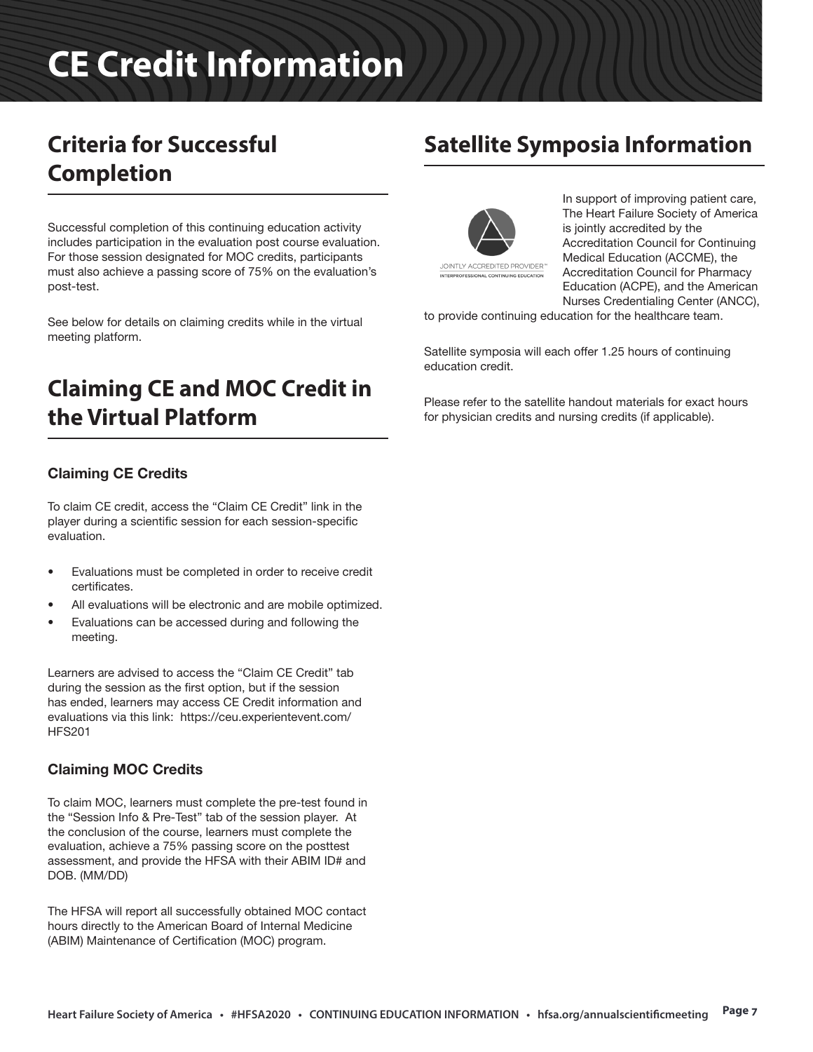# CE Credit Information

## Criteria for Successful Completion

Successful completion of this continuing education activity includes participation in the evaluation post course evaluation. For those session designated for MOC credits, participants must also achieve a passing score of 75% on the evaluation's post-test.

See below for details on claiming credits while in the virtual meeting platform.

## Claiming CE and MOC Credit in the Virtual Platform

### Claiming CE Credits

To claim CE credit, access the "Claim CE Credit" link in the player during a scientific session for each session-specific evaluation.

- Evaluations must be completed in order to receive credit certificates.
- All evaluations will be electronic and are mobile optimized.
- Evaluations can be accessed during and following the meeting.

Learners are advised to access the "Claim CE Credit" tab during the session as the first option, but if the session has ended, learners may access CE Credit information and evaluations via this link: https://ceu.experientevent.com/HFS201

### Claiming MOC Credits

To claim MOC, learners must complete the pre-test found in the "Session Info & Pre-Test" tab of the session player. At the conclusion of the course, learners must complete the evaluation, achieve a 75% passing score on the posttest assessment, and provide the HFSA with their ABIM ID# and DOB. (MM/DD)

The HFSA will report all successfully obtained MOC contact hours directly to the American Board of Internal Medicine (ABIM) Maintenance of Certification (MOC) program.

## Satellite Symposia Information

JOINTLY ACCREDITED PROVIDER™
INTERPROFESSIONAL CONTINUING EDUCATION

In support of improving patient care, The Heart Failure Society of America is jointly accredited by the Accreditation Council for Continuing Medical Education (ACCME), the Accreditation Council for Pharmacy Education (ACPE), and the American Nurses Credentialing Center (ANCC), to provide continuing education for the healthcare team.

Satellite symposia will each offer 1.25 hours of continuing education credit.

Please refer to the satellite handout materials for exact hours for physician credits and nursing credits (if applicable).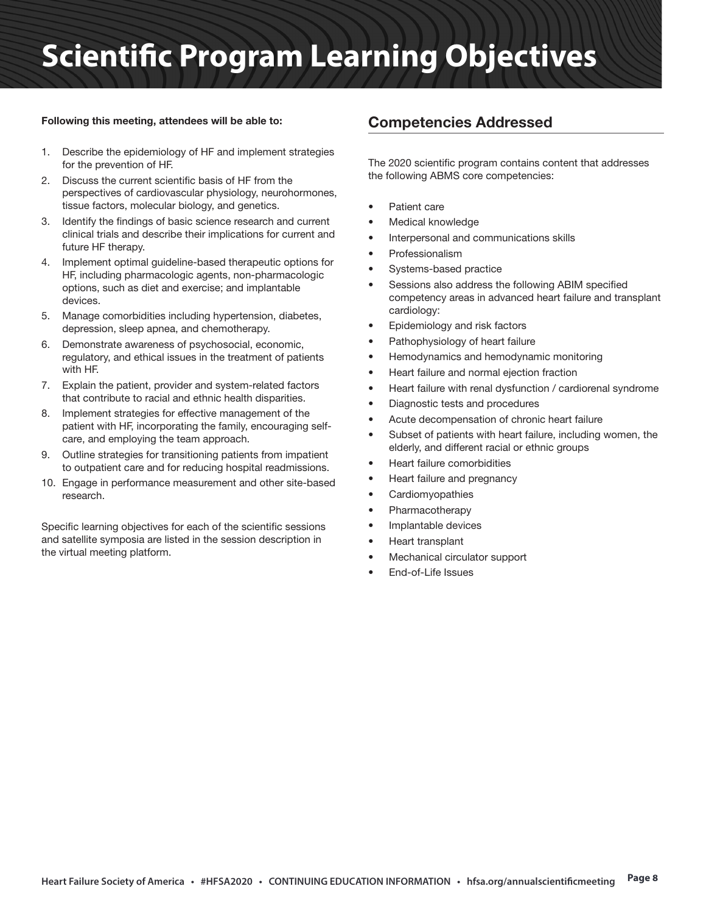# Scientific Program Learning Objectives

**Following this meeting, attendees will be able to:**

1. Describe the epidemiology of HF and implement strategies for the prevention of HF.
2. Discuss the current scientific basis of HF from the perspectives of cardiovascular physiology, neurohormones, tissue factors, molecular biology, and genetics.
3. Identify the findings of basic science research and current clinical trials and describe their implications for current and future HF therapy.
4. Implement optimal guideline-based therapeutic options for HF, including pharmacologic agents, non-pharmacologic options, such as diet and exercise; and implantable devices.
5. Manage comorbidities including hypertension, diabetes, depression, sleep apnea, and chemotherapy.
6. Demonstrate awareness of psychosocial, economic, regulatory, and ethical issues in the treatment of patients with HF.
7. Explain the patient, provider and system-related factors that contribute to racial and ethnic health disparities.
8. Implement strategies for effective management of the patient with HF, incorporating the family, encouraging self-care, and employing the team approach.
9. Outline strategies for transitioning patients from impatient to outpatient care and for reducing hospital readmissions.
10. Engage in performance measurement and other site-based research.

Specific learning objectives for each of the scientific sessions and satellite symposia are listed in the session description in the virtual meeting platform.

## Competencies Addressed

The 2020 scientific program contains content that addresses the following ABMS core competencies:

- Patient care
- Medical knowledge
- Interpersonal and communications skills
- Professionalism
- Systems-based practice
- Sessions also address the following ABIM specified competency areas in advanced heart failure and transplant cardiology:
- Epidemiology and risk factors
- Pathophysiology of heart failure
- Hemodynamics and hemodynamic monitoring
- Heart failure and normal ejection fraction
- Heart failure with renal dysfunction / cardiorenal syndrome
- Diagnostic tests and procedures
- Acute decompensation of chronic heart failure
- Subset of patients with heart failure, including women, the elderly, and different racial or ethnic groups
- Heart failure comorbidities
- Heart failure and pregnancy
- Cardiomyopathies
- Pharmacotherapy
- Implantable devices
- Heart transplant
- Mechanical circulator support
- End-of-Life Issues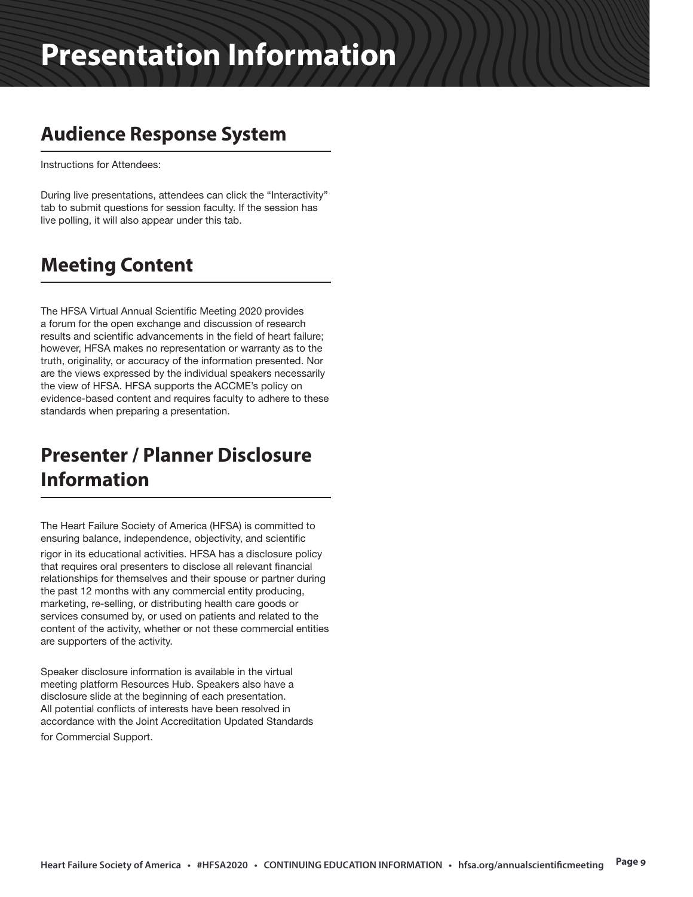# Presentation Information

## Audience Response System

Instructions for Attendees:

During live presentations, attendees can click the "Interactivity" tab to submit questions for session faculty. If the session has live polling, it will also appear under this tab.

## Meeting Content

The HFSA Virtual Annual Scientific Meeting 2020 provides a forum for the open exchange and discussion of research results and scientific advancements in the field of heart failure; however, HFSA makes no representation or warranty as to the truth, originality, or accuracy of the information presented. Nor are the views expressed by the individual speakers necessarily the view of HFSA. HFSA supports the ACCME's policy on evidence-based content and requires faculty to adhere to these standards when preparing a presentation.

## Presenter / Planner Disclosure Information

The Heart Failure Society of America (HFSA) is committed to ensuring balance, independence, objectivity, and scientific rigor in its educational activities. HFSA has a disclosure policy that requires oral presenters to disclose all relevant financial relationships for themselves and their spouse or partner during the past 12 months with any commercial entity producing, marketing, re-selling, or distributing health care goods or services consumed by, or used on patients and related to the content of the activity, whether or not these commercial entities are supporters of the activity.

Speaker disclosure information is available in the virtual meeting platform Resources Hub. Speakers also have a disclosure slide at the beginning of each presentation. All potential conflicts of interests have been resolved in accordance with the Joint Accreditation Updated Standards for Commercial Support.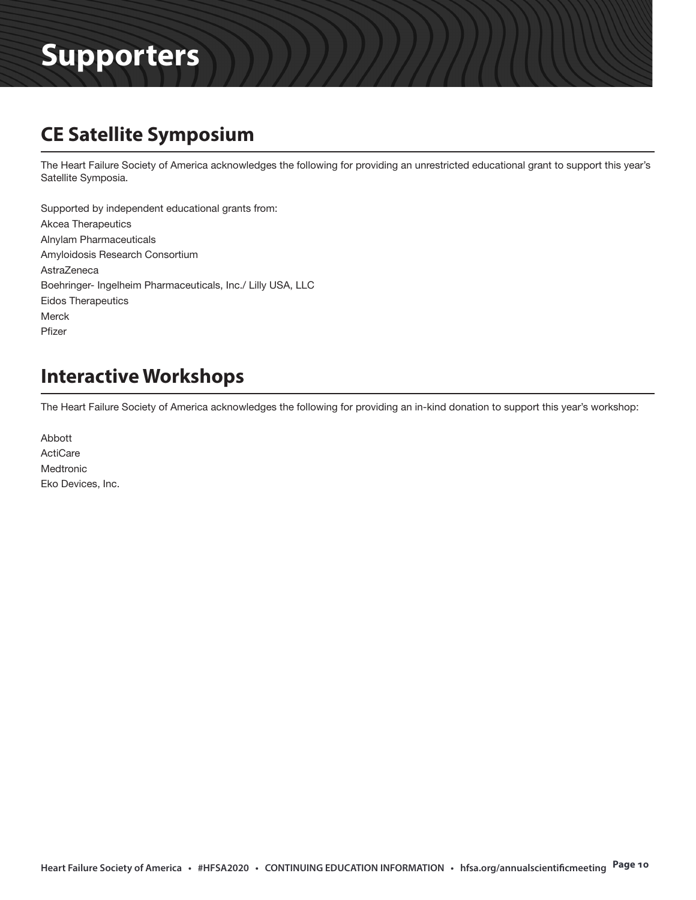# Supporters

## CE Satellite Symposium

The Heart Failure Society of America acknowledges the following for providing an unrestricted educational grant to support this year's Satellite Symposia.

Supported by independent educational grants from:
Akcea Therapeutics
Alnylam Pharmaceuticals
Amyloidosis Research Consortium
AstraZeneca
Boehringer- Ingelheim Pharmaceuticals, Inc./ Lilly USA, LLC
Eidos Therapeutics
Merck
Pfizer

## Interactive Workshops

The Heart Failure Society of America acknowledges the following for providing an in-kind donation to support this year's workshop:

Abbott
ActiCare
Medtronic
Eko Devices, Inc.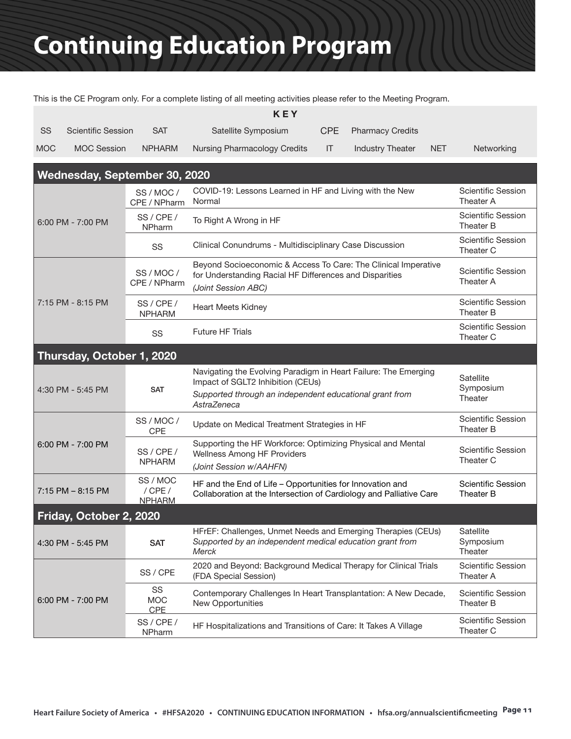# Continuing Education Program

This is the CE Program only. For a complete listing of all meeting activities please refer to the Meeting Program.

| KEY | | | | | | | |
|---|---|---|---|---|---|---|---|
| SS | Scientific Session | SAT | Satellite Symposium | CPE | Pharmacy Credits | | |
| MOC | MOC Session | NPHARM | Nursing Pharmacology Credits | IT | Industry Theater | NET | Networking |

## Wednesday, September 30, 2020

| Time | Type | Session | Location |
|---|---|---|---|
| 6:00 PM - 7:00 PM | SS / MOC / CPE / NPharm | COVID-19: Lessons Learned in HF and Living with the New Normal | Scientific Session Theater A |
| | SS / CPE / NPharm | To Right A Wrong in HF | Scientific Session Theater B |
| | SS | Clinical Conundrums - Multidisciplinary Case Discussion | Scientific Session Theater C |
| 7:15 PM - 8:15 PM | SS / MOC / CPE / NPharm | Beyond Socioeconomic & Access To Care: The Clinical Imperative for Understanding Racial HF Differences and Disparities *(Joint Session ABC)* | Scientific Session Theater A |
| | SS / CPE / NPHARM | Heart Meets Kidney | Scientific Session Theater B |
| | SS | Future HF Trials | Scientific Session Theater C |

## Thursday, October 1, 2020

| Time | Type | Session | Location |
|---|---|---|---|
| 4:30 PM - 5:45 PM | SAT | Navigating the Evolving Paradigm in Heart Failure: The Emerging Impact of SGLT2 Inhibition (CEUs) *Supported through an independent educational grant from AstraZeneca* | Satellite Symposium Theater |
| 6:00 PM - 7:00 PM | SS / MOC / CPE | Update on Medical Treatment Strategies in HF | Scientific Session Theater B |
| | SS / CPE / NPHARM | Supporting the HF Workforce: Optimizing Physical and Mental Wellness Among HF Providers *(Joint Session w/AAHFN)* | Scientific Session Theater C |
| 7:15 PM – 8:15 PM | SS / MOC / CPE / NPHARM | HF and the End of Life – Opportunities for Innovation and Collaboration at the Intersection of Cardiology and Palliative Care | Scientific Session Theater B |

## Friday, October 2, 2020

| Time | Type | Session | Location |
|---|---|---|---|
| 4:30 PM - 5:45 PM | SAT | HFrEF: Challenges, Unmet Needs and Emerging Therapies (CEUs) *Supported by an independent medical education grant from Merck* | Satellite Symposium Theater |
| 6:00 PM - 7:00 PM | SS / CPE | 2020 and Beyond: Background Medical Therapy for Clinical Trials (FDA Special Session) | Scientific Session Theater A |
| | SS MOC CPE | Contemporary Challenges In Heart Transplantation: A New Decade, New Opportunities | Scientific Session Theater B |
| | SS / CPE / NPharm | HF Hospitalizations and Transitions of Care: It Takes A Village | Scientific Session Theater C |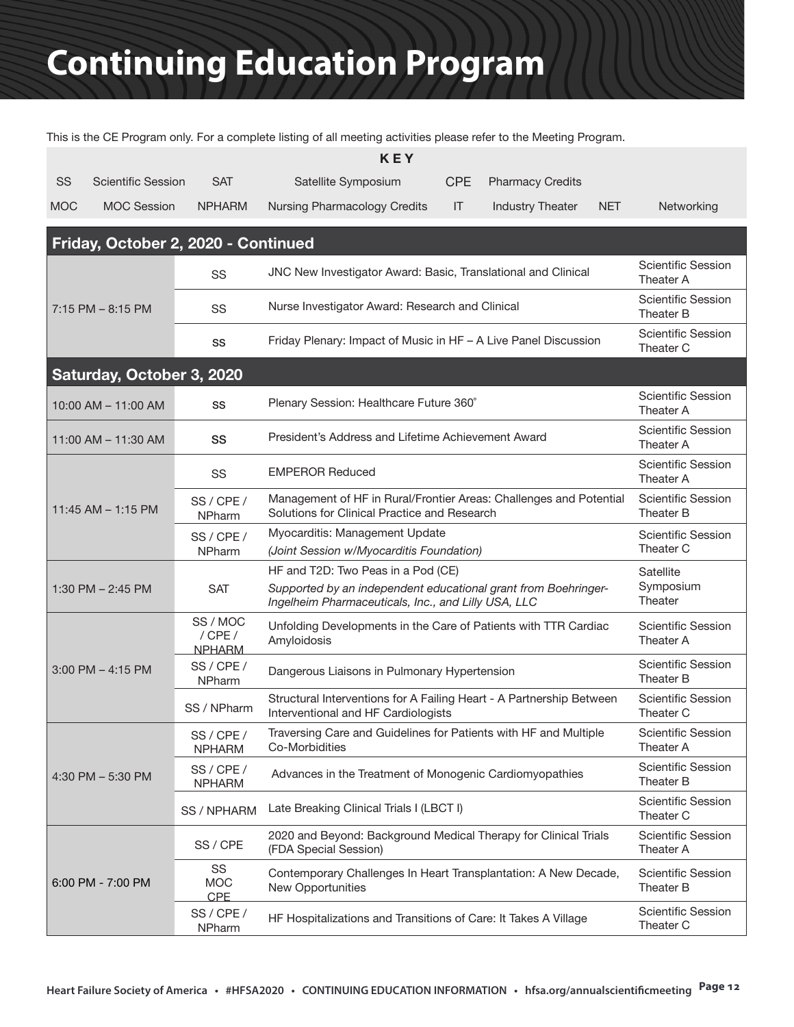# Continuing Education Program

This is the CE Program only. For a complete listing of all meeting activities please refer to the Meeting Program.

**KEY**

| | | | | | | | |
|---|---|---|---|---|---|---|---|
| SS | Scientific Session | SAT | Satellite Symposium | CPE | Pharmacy Credits | | |
| MOC | MOC Session | NPHARM | Nursing Pharmacology Credits | IT | Industry Theater | NET | Networking |

## Friday, October 2, 2020 - Continued

| Time | Type | Session | Location |
|---|---|---|---|
| 7:15 PM – 8:15 PM | SS | JNC New Investigator Award: Basic, Translational and Clinical | Scientific Session Theater A |
| | SS | Nurse Investigator Award: Research and Clinical | Scientific Session Theater B |
| | SS | Friday Plenary: Impact of Music in HF – A Live Panel Discussion | Scientific Session Theater C |

## Saturday, October 3, 2020

| Time | Type | Session | Location |
|---|---|---|---|
| 10:00 AM – 11:00 AM | SS | Plenary Session: Healthcare Future 360˚ | Scientific Session Theater A |
| 11:00 AM – 11:30 AM | SS | President's Address and Lifetime Achievement Award | Scientific Session Theater A |
| 11:45 AM – 1:15 PM | SS | EMPEROR Reduced | Scientific Session Theater A |
| | SS / CPE / NPharm | Management of HF in Rural/Frontier Areas: Challenges and Potential Solutions for Clinical Practice and Research | Scientific Session Theater B |
| | SS / CPE / NPharm | Myocarditis: Management Update *(Joint Session w/Myocarditis Foundation)* | Scientific Session Theater C |
| 1:30 PM – 2:45 PM | SAT | HF and T2D: Two Peas in a Pod (CE) *Supported by an independent educational grant from Boehringer-Ingelheim Pharmaceuticals, Inc., and Lilly USA, LLC* | Satellite Symposium Theater |
| 3:00 PM – 4:15 PM | SS / MOC / CPE / NPHARM | Unfolding Developments in the Care of Patients with TTR Cardiac Amyloidosis | Scientific Session Theater A |
| | SS / CPE / NPharm | Dangerous Liaisons in Pulmonary Hypertension | Scientific Session Theater B |
| | SS / NPharm | Structural Interventions for A Failing Heart - A Partnership Between Interventional and HF Cardiologists | Scientific Session Theater C |
| 4:30 PM – 5:30 PM | SS / CPE / NPHARM | Traversing Care and Guidelines for Patients with HF and Multiple Co-Morbidities | Scientific Session Theater A |
| | SS / CPE / NPHARM | Advances in the Treatment of Monogenic Cardiomyopathies | Scientific Session Theater B |
| | SS / NPHARM | Late Breaking Clinical Trials I (LBCT I) | Scientific Session Theater C |
| 6:00 PM - 7:00 PM | SS / CPE | 2020 and Beyond: Background Medical Therapy for Clinical Trials (FDA Special Session) | Scientific Session Theater A |
| | SS MOC CPE | Contemporary Challenges In Heart Transplantation: A New Decade, New Opportunities | Scientific Session Theater B |
| | SS / CPE / NPharm | HF Hospitalizations and Transitions of Care: It Takes A Village | Scientific Session Theater C |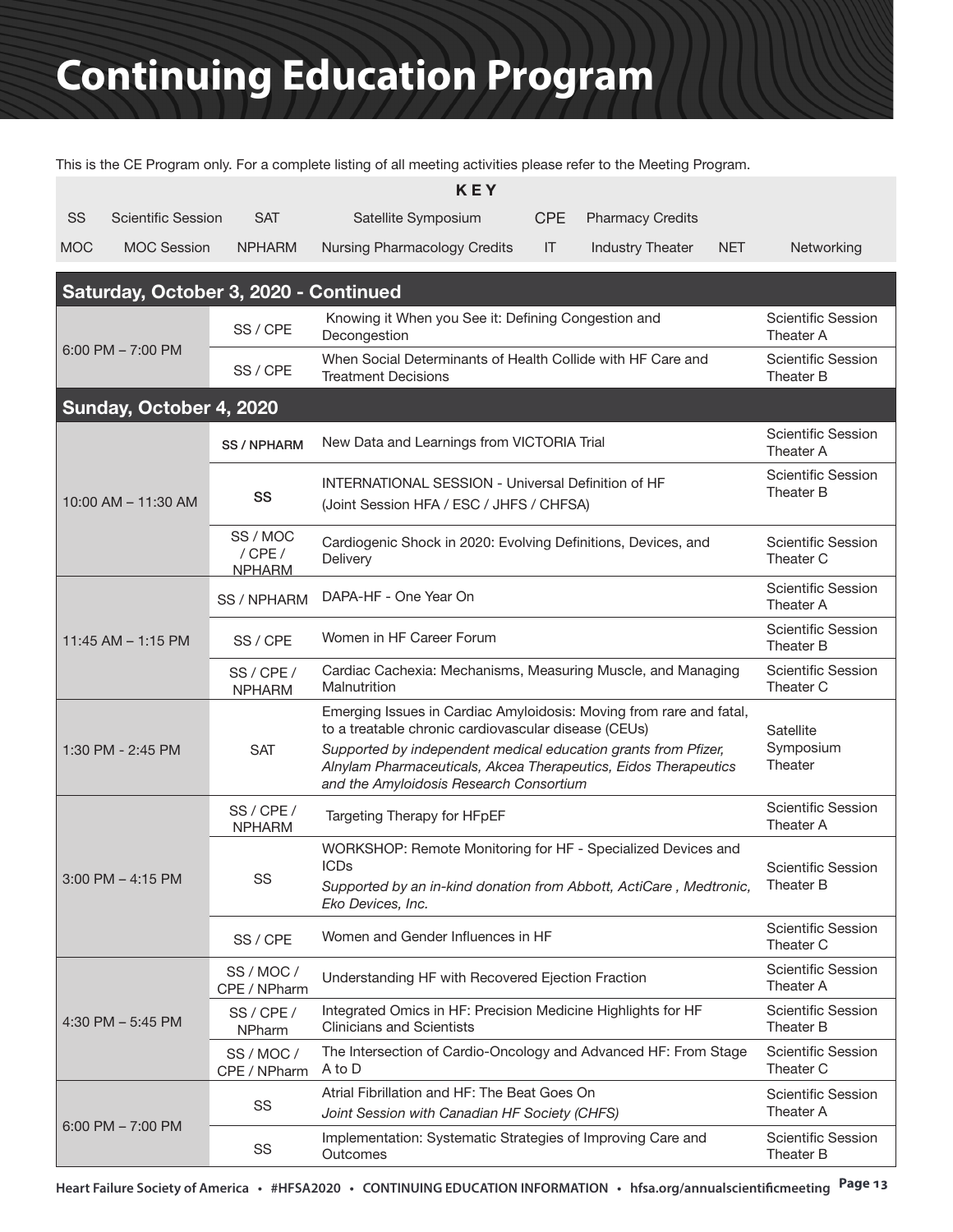# Continuing Education Program

This is the CE Program only. For a complete listing of all meeting activities please refer to the Meeting Program.

| KEY | | | | | | | |
|---|---|---|---|---|---|---|---|
| SS | Scientific Session | SAT | Satellite Symposium | CPE | Pharmacy Credits | | |
| MOC | MOC Session | NPHARM | Nursing Pharmacology Credits | IT | Industry Theater | NET | Networking |

## Saturday, October 3, 2020 - Continued

| Time | Type | Session | Location |
|---|---|---|---|
| 6:00 PM – 7:00 PM | SS / CPE | Knowing it When you See it: Defining Congestion and Decongestion | Scientific Session Theater A |
| | SS / CPE | When Social Determinants of Health Collide with HF Care and Treatment Decisions | Scientific Session Theater B |

## Sunday, October 4, 2020

| Time | Type | Session | Location |
|---|---|---|---|
| 10:00 AM – 11:30 AM | **SS / NPHARM** | New Data and Learnings from VICTORIA Trial | Scientific Session Theater A |
| | **SS** | INTERNATIONAL SESSION - Universal Definition of HF (Joint Session HFA / ESC / JHFS / CHFSA) | Scientific Session Theater B |
| | SS / MOC / CPE / NPHARM | Cardiogenic Shock in 2020: Evolving Definitions, Devices, and Delivery | Scientific Session Theater C |
| 11:45 AM – 1:15 PM | SS / NPHARM | DAPA-HF - One Year On | Scientific Session Theater A |
| | SS / CPE | Women in HF Career Forum | Scientific Session Theater B |
| | SS / CPE / NPHARM | Cardiac Cachexia: Mechanisms, Measuring Muscle, and Managing Malnutrition | Scientific Session Theater C |
| 1:30 PM - 2:45 PM | SAT | Emerging Issues in Cardiac Amyloidosis: Moving from rare and fatal, to a treatable chronic cardiovascular disease (CEUs) *Supported by independent medical education grants from Pfizer, Alnylam Pharmaceuticals, Akcea Therapeutics, Eidos Therapeutics and the Amyloidosis Research Consortium* | Satellite Symposium Theater |
| 3:00 PM – 4:15 PM | SS / CPE / NPHARM | Targeting Therapy for HFpEF | Scientific Session Theater A |
| | SS | WORKSHOP: Remote Monitoring for HF - Specialized Devices and ICDs *Supported by an in-kind donation from Abbott, ActiCare , Medtronic, Eko Devices, Inc.* | Scientific Session Theater B |
| | SS / CPE | Women and Gender Influences in HF | Scientific Session Theater C |
| 4:30 PM – 5:45 PM | SS / MOC / CPE / NPharm | Understanding HF with Recovered Ejection Fraction | Scientific Session Theater A |
| | SS / CPE / NPharm | Integrated Omics in HF: Precision Medicine Highlights for HF Clinicians and Scientists | Scientific Session Theater B |
| | SS / MOC / CPE / NPharm | The Intersection of Cardio-Oncology and Advanced HF: From Stage A to D | Scientific Session Theater C |
| 6:00 PM – 7:00 PM | SS | Atrial Fibrillation and HF: The Beat Goes On *Joint Session with Canadian HF Society (CHFS)* | Scientific Session Theater A |
| | SS | Implementation: Systematic Strategies of Improving Care and Outcomes | Scientific Session Theater B |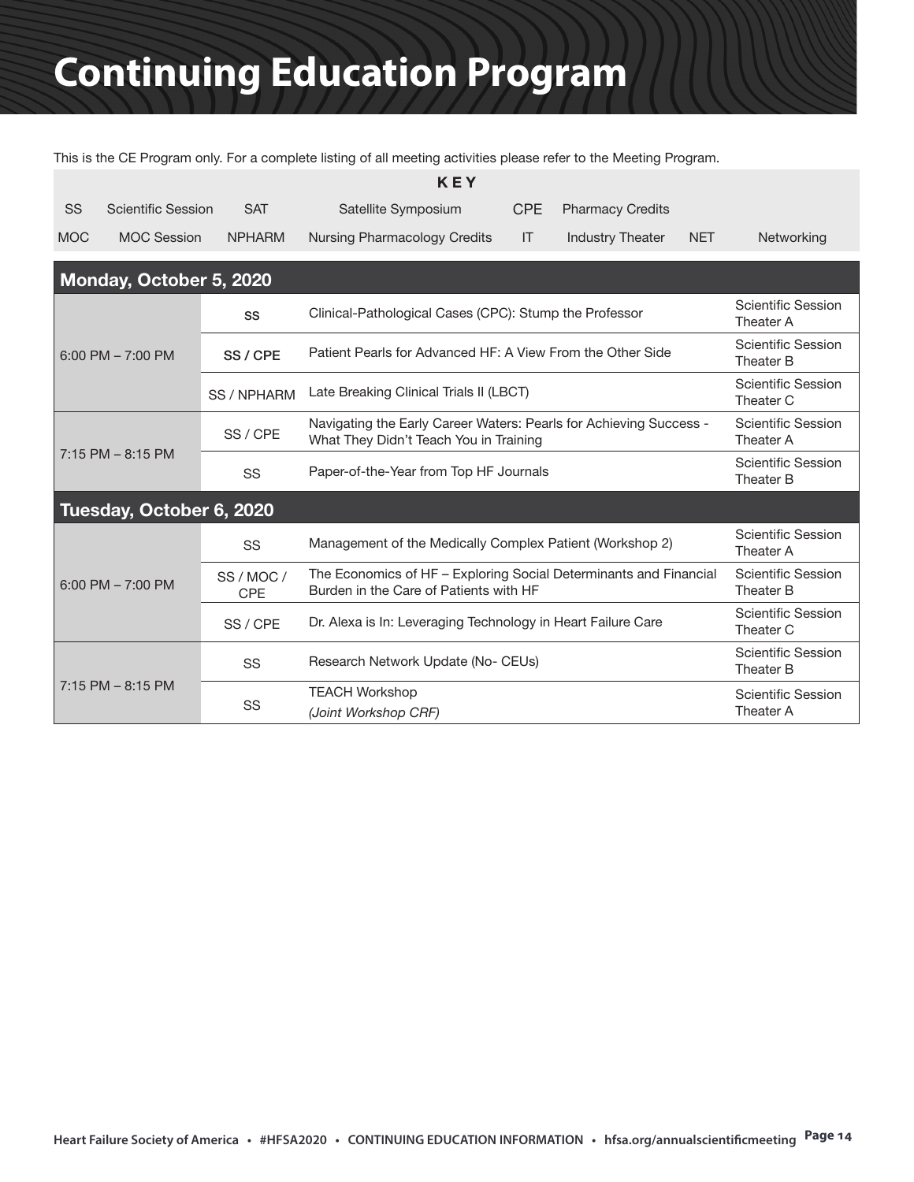# Continuing Education Program

This is the CE Program only. For a complete listing of all meeting activities please refer to the Meeting Program.

**KEY**

| | | | | | | | |
|---|---|---|---|---|---|---|---|
| SS | Scientific Session | SAT | Satellite Symposium | CPE | Pharmacy Credits | | |
| MOC | MOC Session | NPHARM | Nursing Pharmacology Credits | IT | Industry Theater | NET | Networking |

## Monday, October 5, 2020

| Time | Type | Session | Location |
|---|---|---|---|
| 6:00 PM – 7:00 PM | SS | Clinical-Pathological Cases (CPC): Stump the Professor | Scientific Session Theater A |
| | SS / CPE | Patient Pearls for Advanced HF: A View From the Other Side | Scientific Session Theater B |
| | SS / NPHARM | Late Breaking Clinical Trials II (LBCT) | Scientific Session Theater C |
| 7:15 PM – 8:15 PM | SS / CPE | Navigating the Early Career Waters: Pearls for Achieving Success - What They Didn't Teach You in Training | Scientific Session Theater A |
| | SS | Paper-of-the-Year from Top HF Journals | Scientific Session Theater B |

## Tuesday, October 6, 2020

| Time | Type | Session | Location |
|---|---|---|---|
| 6:00 PM – 7:00 PM | SS | Management of the Medically Complex Patient (Workshop 2) | Scientific Session Theater A |
| | SS / MOC / CPE | The Economics of HF – Exploring Social Determinants and Financial Burden in the Care of Patients with HF | Scientific Session Theater B |
| | SS / CPE | Dr. Alexa is In: Leveraging Technology in Heart Failure Care | Scientific Session Theater C |
| 7:15 PM – 8:15 PM | SS | Research Network Update (No- CEUs) | Scientific Session Theater B |
| | SS | TEACH Workshop *(Joint Workshop CRF)* | Scientific Session Theater A |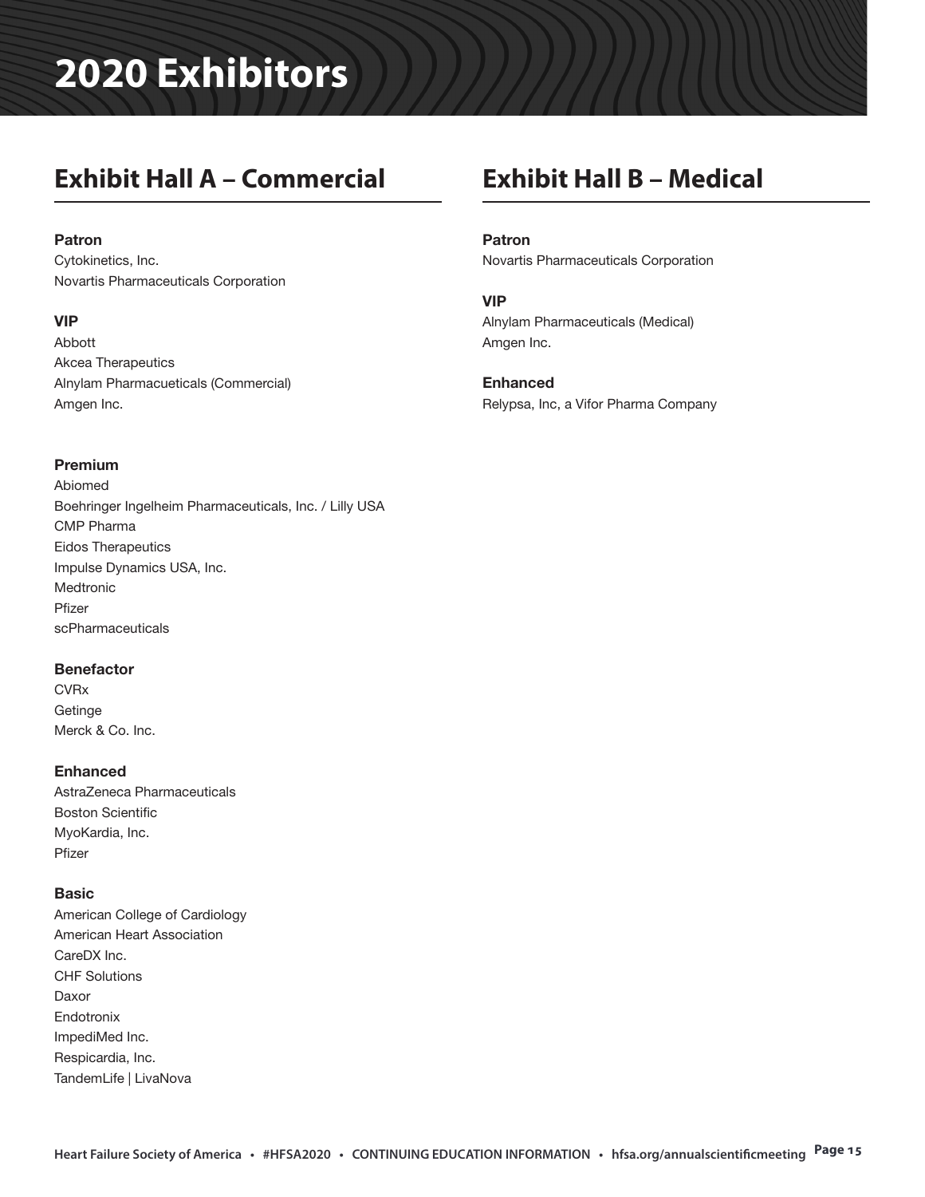# 2020 Exhibitors

## Exhibit Hall A – Commercial

**Patron**

Cytokinetics, Inc.
Novartis Pharmaceuticals Corporation

**VIP**

Abbott
Akcea Therapeutics
Alnylam Pharmacueticals (Commercial)
Amgen Inc.

**Premium**

Abiomed
Boehringer Ingelheim Pharmaceuticals, Inc. / Lilly USA
CMP Pharma
Eidos Therapeutics
Impulse Dynamics USA, Inc.
Medtronic
Pfizer
scPharmaceuticals

**Benefactor**

CVRx
Getinge
Merck & Co. Inc.

**Enhanced**

AstraZeneca Pharmaceuticals
Boston Scientific
MyoKardia, Inc.
Pfizer

**Basic**

American College of Cardiology
American Heart Association
CareDX Inc.
CHF Solutions
Daxor
Endotronix
ImpediMed Inc.
Respicardia, Inc.
TandemLife | LivaNova

## Exhibit Hall B – Medical

**Patron**

Novartis Pharmaceuticals Corporation

**VIP**

Alnylam Pharmaceuticals (Medical)
Amgen Inc.

**Enhanced**

Relypsa, Inc, a Vifor Pharma Company